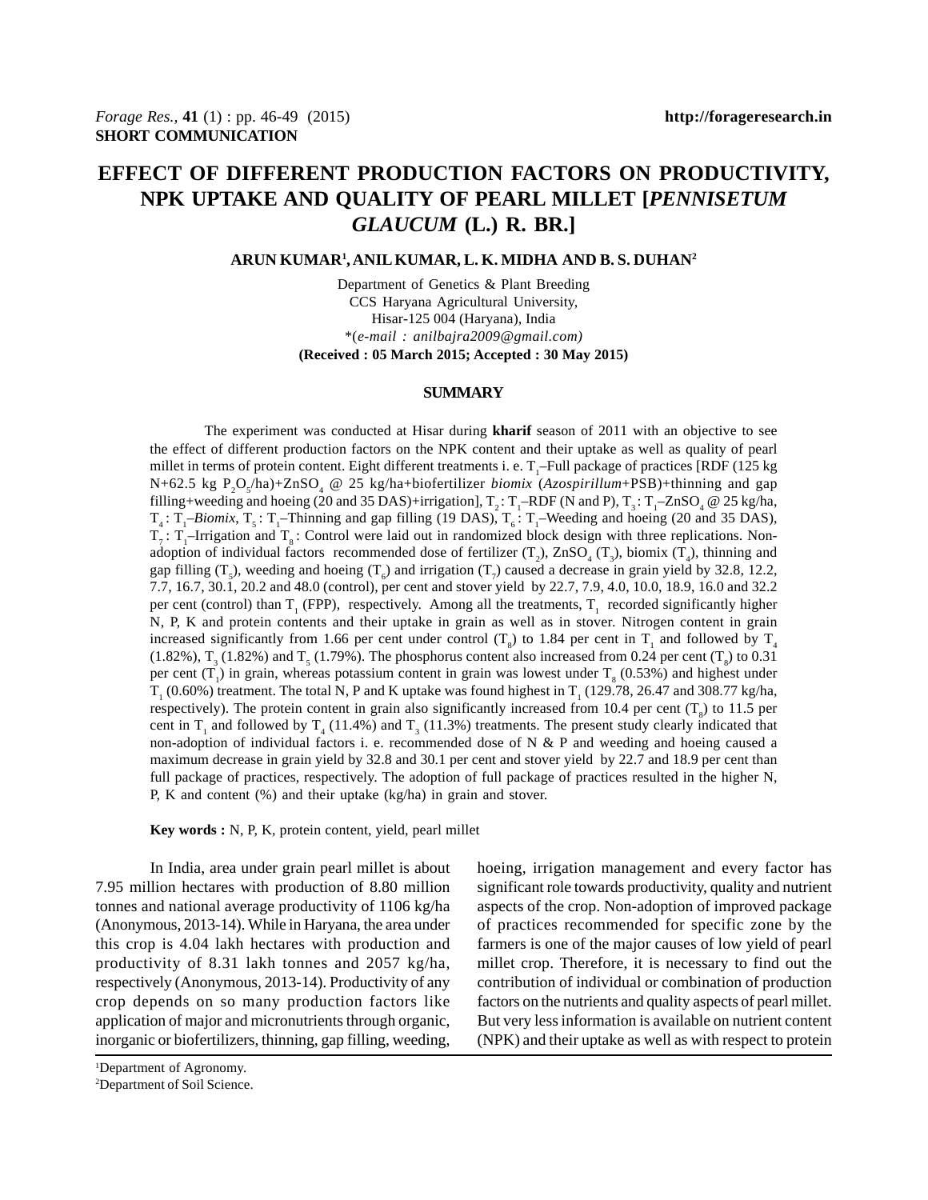SHORT COMMUNICATION

# EFFECT OF DIFFERENT PRODUCTION FACTORS ON PRODUCTIVITY, NPK UPTAKE AND QUALITY OF PEARL MILLET [*PENNISETUM GLAUCUM* (L.) R. BR.]

**ARUN KUMAR[1], ANIL KUMAR, L. K. MIDHA AND B. S. DUHAN[2]**

Department of Genetics & Plant Breeding
CCS Haryana Agricultural University,
Hisar-125 004 (Haryana), India
*(*e-mail : anilbajra2009@gmail.com)*
**(Received : 05 March 2015; Accepted : 30 May 2015)**

## SUMMARY

The experiment was conducted at Hisar during **kharif** season of 2011 with an objective to see the effect of different production factors on the NPK content and their uptake as well as quality of pearl millet in terms of protein content. Eight different treatments i. e. $T_1$–Full package of practices [RDF (125 kg N+62.5 kg $P_2O_5$/ha)+$ZnSO_4$ @ 25 kg/ha+biofertilizer *biomix* (*Azospirillum*+PSB)+thinning and gap filling+weeding and hoeing (20 and 35 DAS)+irrigation], $T_2$ : $T_1$–RDF (N and P), $T_3$ : $T_1$–$ZnSO_4$ @ 25 kg/ha, $T_4$ : $T_1$–*Biomix*, $T_5$ : $T_1$–Thinning and gap filling (19 DAS), $T_6$ : $T_1$–Weeding and hoeing (20 and 35 DAS), $T_7$ : $T_1$–Irrigation and $T_8$ : Control were laid out in randomized block design with three replications. Non-adoption of individual factors recommended dose of fertilizer ($T_2$), $ZnSO_4$ ($T_3$), biomix ($T_4$), thinning and gap filling ($T_5$), weeding and hoeing ($T_6$) and irrigation ($T_7$) caused a decrease in grain yield by 32.8, 12.2, 7.7, 16.7, 30.1, 20.2 and 48.0 (control), per cent and stover yield by 22.7, 7.9, 4.0, 10.0, 18.9, 16.0 and 32.2 per cent (control) than $T_1$ (FPP), respectively. Among all the treatments, $T_1$ recorded significantly higher N, P, K and protein contents and their uptake in grain as well as in stover. Nitrogen content in grain increased significantly from 1.66 per cent under control ($T_8$) to 1.84 per cent in $T_1$ and followed by $T_4$ (1.82%), $T_3$ (1.82%) and $T_5$ (1.79%). The phosphorus content also increased from 0.24 per cent ($T_8$) to 0.31 per cent ($T_1$) in grain, whereas potassium content in grain was lowest under $T_8$ (0.53%) and highest under $T_1$ (0.60%) treatment. The total N, P and K uptake was found highest in $T_1$ (129.78, 26.47 and 308.77 kg/ha, respectively). The protein content in grain also significantly increased from 10.4 per cent ($T_8$) to 11.5 per cent in $T_1$ and followed by $T_4$ (11.4%) and $T_3$ (11.3%) treatments. The present study clearly indicated that non-adoption of individual factors i. e. recommended dose of N & P and weeding and hoeing caused a maximum decrease in grain yield by 32.8 and 30.1 per cent and stover yield by 22.7 and 18.9 per cent than full package of practices, respectively. The adoption of full package of practices resulted in the higher N, P, K and content (%) and their uptake (kg/ha) in grain and stover.

**Key words :** N, P, K, protein content, yield, pearl millet

In India, area under grain pearl millet is about 7.95 million hectares with production of 8.80 million tonnes and national average productivity of 1106 kg/ha (Anonymous, 2013-14). While in Haryana, the area under this crop is 4.04 lakh hectares with production and productivity of 8.31 lakh tonnes and 2057 kg/ha, respectively (Anonymous, 2013-14). Productivity of any crop depends on so many production factors like application of major and micronutrients through organic, inorganic or biofertilizers, thinning, gap filling, weeding, hoeing, irrigation management and every factor has significant role towards productivity, quality and nutrient aspects of the crop. Non-adoption of improved package of practices recommended for specific zone by the farmers is one of the major causes of low yield of pearl millet crop. Therefore, it is necessary to find out the contribution of individual or combination of production factors on the nutrients and quality aspects of pearl millet. But very less information is available on nutrient content (NPK) and their uptake as well as with respect to protein

[1]Department of Agronomy.
[2]Department of Soil Science.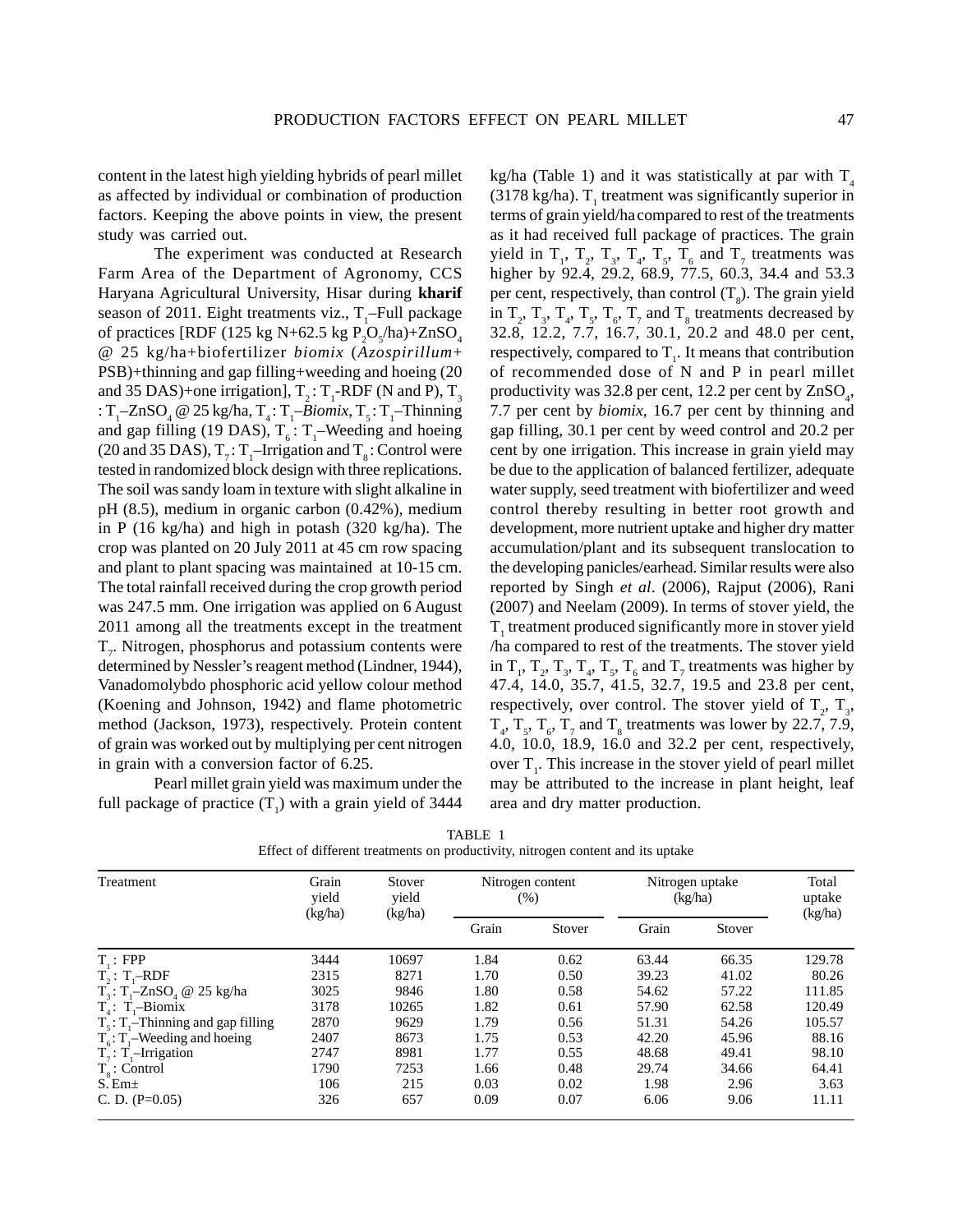content in the latest high yielding hybrids of pearl millet as affected by individual or combination of production factors. Keeping the above points in view, the present study was carried out.

The experiment was conducted at Research Farm Area of the Department of Agronomy, CCS Haryana Agricultural University, Hisar during **kharif** season of 2011. Eight treatments viz., $T_1$–Full package of practices [RDF (125 kg N+62.5 kg $P_2O_5$/ha)+$ZnSO_4$ @ 25 kg/ha+biofertilizer *biomix* (*Azospirillum*+ PSB)+thinning and gap filling+weeding and hoeing (20 and 35 DAS)+one irrigation], $T_2$ : $T_1$-RDF (N and P), $T_3$ : $T_1$–$ZnSO_4$ @ 25 kg/ha, $T_4$ : $T_1$–*Biomix*, $T_5$ : $T_1$–Thinning and gap filling (19 DAS), $T_6$ : $T_1$–Weeding and hoeing (20 and 35 DAS), $T_7$ : $T_1$–Irrigation and $T_8$ : Control were tested in randomized block design with three replications. The soil was sandy loam in texture with slight alkaline in pH (8.5), medium in organic carbon (0.42%), medium in P (16 kg/ha) and high in potash (320 kg/ha). The crop was planted on 20 July 2011 at 45 cm row spacing and plant to plant spacing was maintained at 10-15 cm. The total rainfall received during the crop growth period was 247.5 mm. One irrigation was applied on 6 August 2011 among all the treatments except in the treatment $T_7$. Nitrogen, phosphorus and potassium contents were determined by Nessler's reagent method (Lindner, 1944), Vanadomolybdo phosphoric acid yellow colour method (Koening and Johnson, 1942) and flame photometric method (Jackson, 1973), respectively. Protein content of grain was worked out by multiplying per cent nitrogen in grain with a conversion factor of 6.25.

Pearl millet grain yield was maximum under the full package of practice ($T_1$) with a grain yield of 3444 kg/ha (Table 1) and it was statistically at par with $T_4$ (3178 kg/ha). $T_1$ treatment was significantly superior in terms of grain yield/ha compared to rest of the treatments as it had received full package of practices. The grain yield in $T_1$, $T_2$, $T_3$, $T_4$, $T_5$, $T_6$ and $T_7$ treatments was higher by 92.4, 29.2, 68.9, 77.5, 60.3, 34.4 and 53.3 per cent, respectively, than control ($T_8$). The grain yield in $T_2$, $T_3$, $T_4$, $T_5$, $T_6$, $T_7$ and $T_8$ treatments decreased by 32.8, 12.2, 7.7, 16.7, 30.1, 20.2 and 48.0 per cent, respectively, compared to $T_1$. It means that contribution of recommended dose of N and P in pearl millet productivity was 32.8 per cent, 12.2 per cent by $ZnSO_4$, 7.7 per cent by *biomix*, 16.7 per cent by thinning and gap filling, 30.1 per cent by weed control and 20.2 per cent by one irrigation. This increase in grain yield may be due to the application of balanced fertilizer, adequate water supply, seed treatment with biofertilizer and weed control thereby resulting in better root growth and development, more nutrient uptake and higher dry matter accumulation/plant and its subsequent translocation to the developing panicles/earhead. Similar results were also reported by Singh *et al*. (2006), Rajput (2006), Rani (2007) and Neelam (2009). In terms of stover yield, the $T_1$ treatment produced significantly more in stover yield /ha compared to rest of the treatments. The stover yield in $T_1$, $T_2$, $T_3$, $T_4$, $T_5$, $T_6$ and $T_7$ treatments was higher by 47.4, 14.0, 35.7, 41.5, 32.7, 19.5 and 23.8 per cent, respectively, over control. The stover yield of $T_2$, $T_3$, $T_4$, $T_5$, $T_6$, $T_7$ and $T_8$ treatments was lower by 22.7, 7.9, 4.0, 10.0, 18.9, 16.0 and 32.2 per cent, respectively, over $T_1$. This increase in the stover yield of pearl millet may be attributed to the increase in plant height, leaf area and dry matter production.

TABLE 1
Effect of different treatments on productivity, nitrogen content and its uptake

| Treatment | Grain yield (kg/ha) | Stover yield (kg/ha) | Nitrogen content (%) | | Nitrogen uptake (kg/ha) | | Total uptake (kg/ha) |
|---|---|---|---|---|---|---|---|
| | | | Grain | Stover | Grain | Stover | |
| $T_1$ : FPP | 3444 | 10697 | 1.84 | 0.62 | 63.44 | 66.35 | 129.78 |
| $T_2$ : $T_1$–RDF | 2315 | 8271 | 1.70 | 0.50 | 39.23 | 41.02 | 80.26 |
| $T_3$ : $T_1$–$ZnSO_4$ @ 25 kg/ha | 3025 | 9846 | 1.80 | 0.58 | 54.62 | 57.22 | 111.85 |
| $T_4$ : $T_1$–Biomix | 3178 | 10265 | 1.82 | 0.61 | 57.90 | 62.58 | 120.49 |
| $T_5$ : $T_1$–Thinning and gap filling | 2870 | 9629 | 1.79 | 0.56 | 51.31 | 54.26 | 105.57 |
| $T_6$ : $T_1$–Weeding and hoeing | 2407 | 8673 | 1.75 | 0.53 | 42.20 | 45.96 | 88.16 |
| $T_7$ : $T_1$–Irrigation | 2747 | 8981 | 1.77 | 0.55 | 48.68 | 49.41 | 98.10 |
| $T_8$ : Control | 1790 | 7253 | 1.66 | 0.48 | 29.74 | 34.66 | 64.41 |
| S. Em± | 106 | 215 | 0.03 | 0.02 | 1.98 | 2.96 | 3.63 |
| C. D. (P=0.05) | 326 | 657 | 0.09 | 0.07 | 6.06 | 9.06 | 11.11 |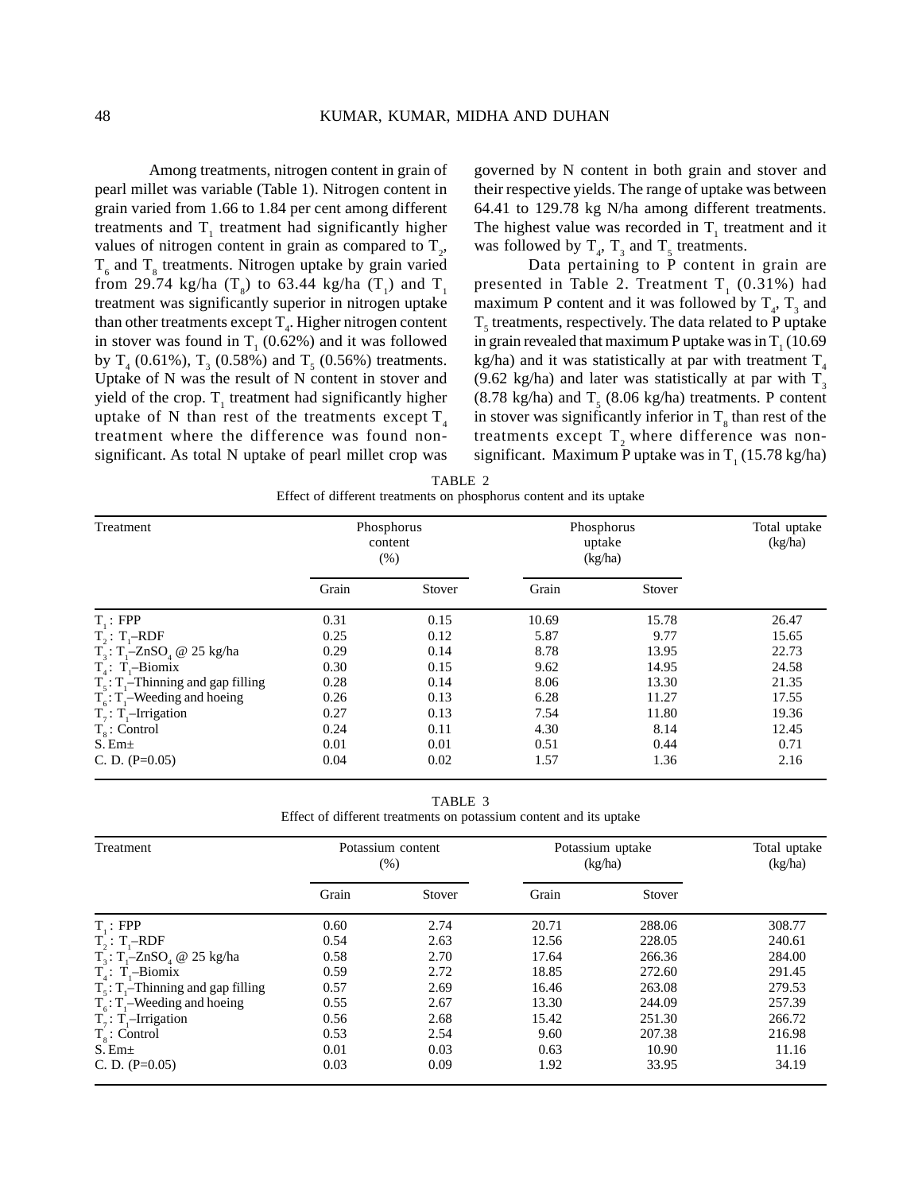Among treatments, nitrogen content in grain of pearl millet was variable (Table 1). Nitrogen content in grain varied from 1.66 to 1.84 per cent among different treatments and $T_1$ treatment had significantly higher values of nitrogen content in grain as compared to $T_2$, $T_6$ and $T_8$ treatments. Nitrogen uptake by grain varied from 29.74 kg/ha ($T_8$) to 63.44 kg/ha ($T_1$) and $T_1$ treatment was significantly superior in nitrogen uptake than other treatments except $T_4$. Higher nitrogen content in stover was found in $T_1$ (0.62%) and it was followed by $T_4$ (0.61%), $T_3$ (0.58%) and $T_5$ (0.56%) treatments. Uptake of N was the result of N content in stover and yield of the crop. $T_1$ treatment had significantly higher uptake of N than rest of the treatments except $T_4$ treatment where the difference was found non-significant. As total N uptake of pearl millet crop was governed by N content in both grain and stover and their respective yields. The range of uptake was between 64.41 to 129.78 kg N/ha among different treatments. The highest value was recorded in $T_1$ treatment and it was followed by $T_4$, $T_3$ and $T_5$ treatments.

Data pertaining to P content in grain are presented in Table 2. Treatment $T_1$ (0.31%) had maximum P content and it was followed by $T_4$, $T_3$ and $T_5$ treatments, respectively. The data related to P uptake in grain revealed that maximum P uptake was in $T_1$ (10.69 kg/ha) and it was statistically at par with treatment $T_4$ (9.62 kg/ha) and later was statistically at par with $T_3$ (8.78 kg/ha) and $T_5$ (8.06 kg/ha) treatments. P content in stover was significantly inferior in $T_8$ than rest of the treatments except $T_2$ where difference was non-significant. Maximum P uptake was in $T_1$ (15.78 kg/ha)

TABLE 2
Effect of different treatments on phosphorus content and its uptake

| Treatment | Phosphorus content (%) | | Phosphorus uptake (kg/ha) | | Total uptake (kg/ha) |
|---|---|---|---|---|---|
| | Grain | Stover | Grain | Stover | |
| $T_1$ : FPP | 0.31 | 0.15 | 10.69 | 15.78 | 26.47 |
| $T_2$ : $T_1$–RDF | 0.25 | 0.12 | 5.87 | 9.77 | 15.65 |
| $T_3$ : $T_1$–$ZnSO_4$ @ 25 kg/ha | 0.29 | 0.14 | 8.78 | 13.95 | 22.73 |
| $T_4$ : $T_1$–Biomix | 0.30 | 0.15 | 9.62 | 14.95 | 24.58 |
| $T_5$ : $T_1$–Thinning and gap filling | 0.28 | 0.14 | 8.06 | 13.30 | 21.35 |
| $T_6$ : $T_1$–Weeding and hoeing | 0.26 | 0.13 | 6.28 | 11.27 | 17.55 |
| $T_7$ : $T_1$–Irrigation | 0.27 | 0.13 | 7.54 | 11.80 | 19.36 |
| $T_8$ : Control | 0.24 | 0.11 | 4.30 | 8.14 | 12.45 |
| S. Em± | 0.01 | 0.01 | 0.51 | 0.44 | 0.71 |
| C. D. (P=0.05) | 0.04 | 0.02 | 1.57 | 1.36 | 2.16 |

TABLE 3
Effect of different treatments on potassium content and its uptake

| Treatment | Potassium content (%) | | Potassium uptake (kg/ha) | | Total uptake (kg/ha) |
|---|---|---|---|---|---|
| | Grain | Stover | Grain | Stover | |
| $T_1$ : FPP | 0.60 | 2.74 | 20.71 | 288.06 | 308.77 |
| $T_2$ : $T_1$–RDF | 0.54 | 2.63 | 12.56 | 228.05 | 240.61 |
| $T_3$ : $T_1$–$ZnSO_4$ @ 25 kg/ha | 0.58 | 2.70 | 17.64 | 266.36 | 284.00 |
| $T_4$ : $T_1$–Biomix | 0.59 | 2.72 | 18.85 | 272.60 | 291.45 |
| $T_5$ : $T_1$–Thinning and gap filling | 0.57 | 2.69 | 16.46 | 263.08 | 279.53 |
| $T_6$ : $T_1$–Weeding and hoeing | 0.55 | 2.67 | 13.30 | 244.09 | 257.39 |
| $T_7$ : $T_1$–Irrigation | 0.56 | 2.68 | 15.42 | 251.30 | 266.72 |
| $T_8$ : Control | 0.53 | 2.54 | 9.60 | 207.38 | 216.98 |
| S. Em± | 0.01 | 0.03 | 0.63 | 10.90 | 11.16 |
| C. D. (P=0.05) | 0.03 | 0.09 | 1.92 | 33.95 | 34.19 |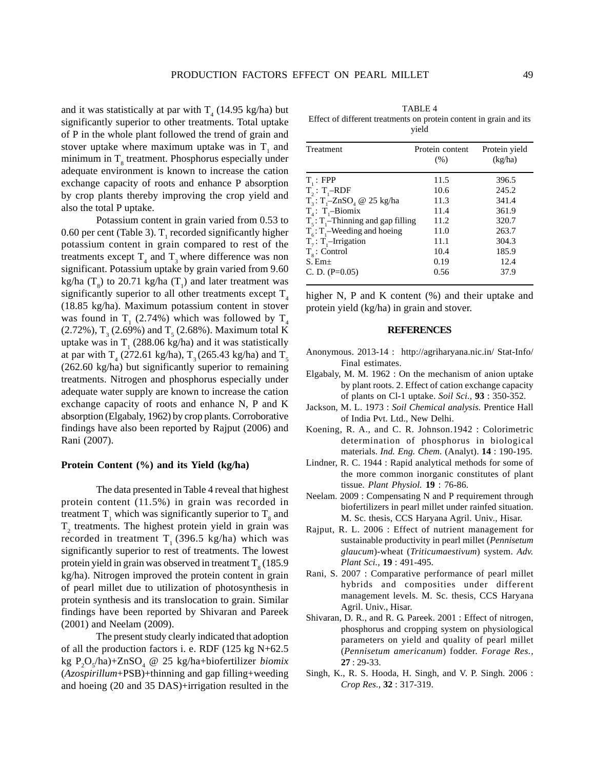and it was statistically at par with $T_4$ (14.95 kg/ha) but significantly superior to other treatments. Total uptake of P in the whole plant followed the trend of grain and stover uptake where maximum uptake was in $T_1$ and minimum in $T_8$ treatment. Phosphorus especially under adequate environment is known to increase the cation exchange capacity of roots and enhance P absorption by crop plants thereby improving the crop yield and also the total P uptake.

Potassium content in grain varied from 0.53 to 0.60 per cent (Table 3). $T_1$ recorded significantly higher potassium content in grain compared to rest of the treatments except $T_4$ and $T_3$ where difference was non significant. Potassium uptake by grain varied from 9.60 kg/ha ($T_8$) to 20.71 kg/ha ($T_1$) and later treatment was significantly superior to all other treatments except $T_4$ (18.85 kg/ha). Maximum potassium content in stover was found in $T_1$ (2.74%) which was followed by $T_4$ (2.72%), $T_3$ (2.69%) and $T_5$ (2.68%). Maximum total K uptake was in $T_1$ (288.06 kg/ha) and it was statistically at par with $T_4$ (272.61 kg/ha), $T_3$ (265.43 kg/ha) and $T_5$ (262.60 kg/ha) but significantly superior to remaining treatments. Nitrogen and phosphorus especially under adequate water supply are known to increase the cation exchange capacity of roots and enhance N, P and K absorption (Elgabaly, 1962) by crop plants. Corroborative findings have also been reported by Rajput (2006) and Rani (2007).

### Protein Content (%) and its Yield (kg/ha)

The data presented in Table 4 reveal that highest protein content (11.5%) in grain was recorded in treatment $T_1$ which was significantly superior to $T_8$ and $T_2$ treatments. The highest protein yield in grain was recorded in treatment $T_1$ (396.5 kg/ha) which was significantly superior to rest of treatments. The lowest protein yield in grain was observed in treatment $T_8$ (185.9 kg/ha). Nitrogen improved the protein content in grain of pearl millet due to utilization of photosynthesis in protein synthesis and its translocation to grain. Similar findings have been reported by Shivaran and Pareek (2001) and Neelam (2009).

The present study clearly indicated that adoption of all the production factors i. e. RDF (125 kg N+62.5 kg $P_2O_5$/ha)+$ZnSO_4$ @ 25 kg/ha+biofertilizer *biomix* (*Azospirillum*+PSB)+thinning and gap filling+weeding and hoeing (20 and 35 DAS)+irrigation resulted in the higher N, P and K content (%) and their uptake and protein yield (kg/ha) in grain and stover.

TABLE 4

Effect of different treatments on protein content in grain and its yield

| Treatment | Protein content (%) | Protein yield (kg/ha) |
|---|---|---|
| $T_1$ : FPP | 11.5 | 396.5 |
| $T_2$ : $T_1$–RDF | 10.6 | 245.2 |
| $T_3$ : $T_1$–$ZnSO_4$ @ 25 kg/ha | 11.3 | 341.4 |
| $T_4$ : $T_1$–Biomix | 11.4 | 361.9 |
| $T_5$ : $T_1$–Thinning and gap filling | 11.2 | 320.7 |
| $T_6$ : $T_1$–Weeding and hoeing | 11.0 | 263.7 |
| $T_7$ : $T_1$–Irrigation | 11.1 | 304.3 |
| $T_8$ : Control | 10.4 | 185.9 |
| S. Em± | 0.19 | 12.4 |
| C. D. (P=0.05) | 0.56 | 37.9 |

## REFERENCES

Anonymous. 2013-14 : http://agriharyana.nic.in/ Stat-Info/ Final estimates.

Elgabaly, M. M. 1962 : On the mechanism of anion uptake by plant roots. 2. Effect of cation exchange capacity of plants on Cl-1 uptake. *Soil Sci.,* **93** : 350-352.

Jackson, M. L. 1973 : *Soil Chemical analysis.* Prentice Hall of India Pvt. Ltd., New Delhi.

Koening, R. A., and C. R. Johnson.1942 : Colorimetric determination of phosphorus in biological materials. *Ind. Eng. Chem.* (Analyt). **14** : 190-195.

Lindner, R. C. 1944 : Rapid analytical methods for some of the more common inorganic constitutes of plant tissue. *Plant Physiol.* **19** : 76-86.

Neelam. 2009 : Compensating N and P requirement through biofertilizers in pearl millet under rainfed situation. M. Sc. thesis, CCS Haryana Agril. Univ., Hisar.

Rajput, R. L. 2006 : Effect of nutrient management for sustainable productivity in pearl millet (*Pennisetum glaucum*)-wheat (*Triticumaestivum*) system. *Adv. Plant Sci.,* **19** : 491-495.

Rani, S. 2007 : Comparative performance of pearl millet hybrids and composities under different management levels. M. Sc. thesis, CCS Haryana Agril. Univ., Hisar.

Shivaran, D. R., and R. G. Pareek. 2001 : Effect of nitrogen, phosphorus and cropping system on physiological parameters on yield and quality of pearl millet (*Pennisetum americanum*) fodder. *Forage Res.,* **27** : 29-33.

Singh, K., R. S. Hooda, H. Singh, and V. P. Singh. 2006 : *Crop Res.,* **32** : 317-319.